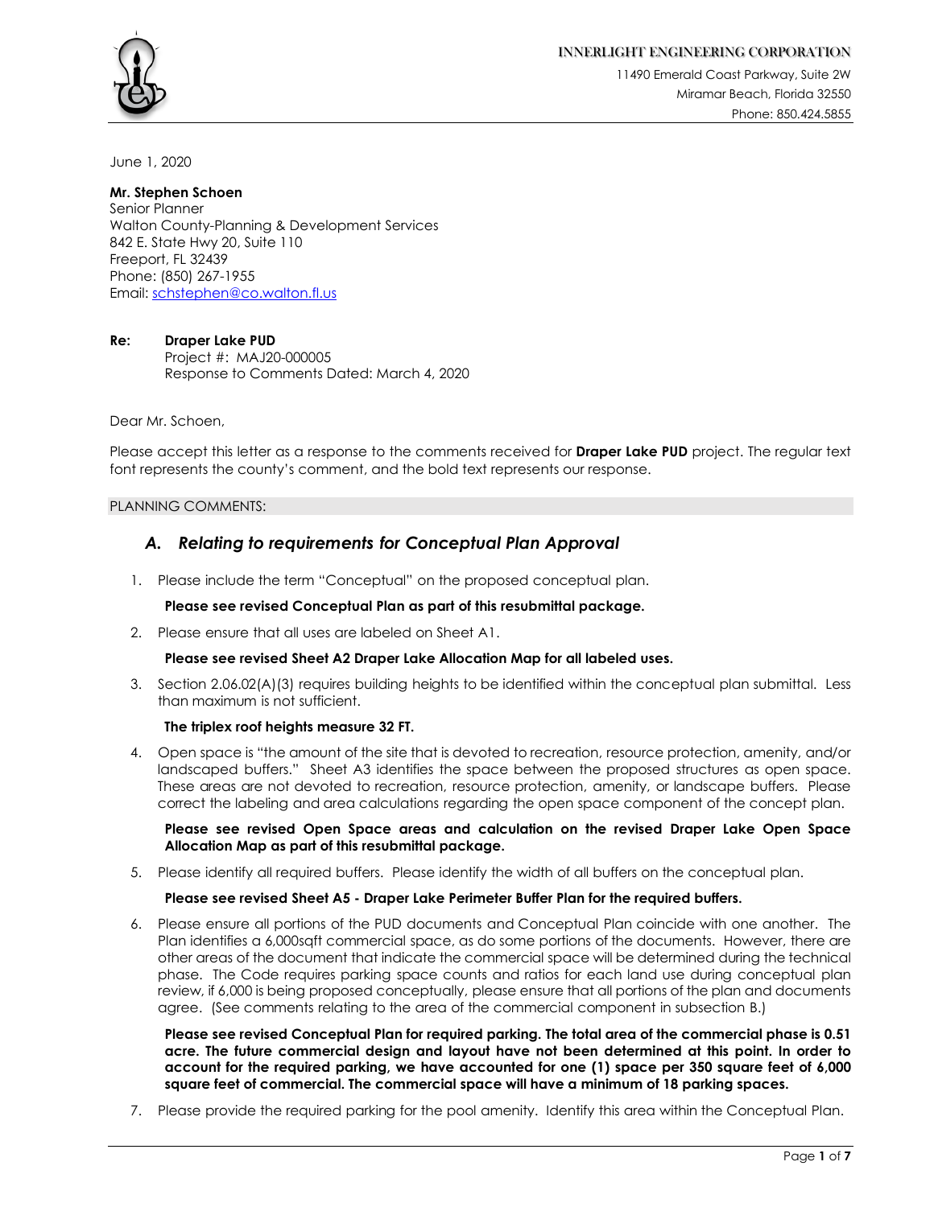**INNERLIGHT ENGINEERING CORPORATION**

11490 Emerald Coast Parkway, Suite 2W
Miramar Beach, Florida 32550
Phone: 850.424.5855

June 1, 2020

**Mr. Stephen Schoen**
Senior Planner
Walton County-Planning & Development Services
842 E. State Hwy 20, Suite 110
Freeport, FL 32439
Phone: (850) 267-1955
Email: schstephen@co.walton.fl.us

**Re: Draper Lake PUD**
Project #: MAJ20-000005
Response to Comments Dated: March 4, 2020

Dear Mr. Schoen,

Please accept this letter as a response to the comments received for **Draper Lake PUD** project. The regular text font represents the county's comment, and the bold text represents our response.

PLANNING COMMENTS:

## *A. Relating to requirements for Conceptual Plan Approval*

1. Please include the term "Conceptual" on the proposed conceptual plan.

   **Please see revised Conceptual Plan as part of this resubmittal package.**

2. Please ensure that all uses are labeled on Sheet A1.

   **Please see revised Sheet A2 Draper Lake Allocation Map for all labeled uses.**

3. Section 2.06.02(A)(3) requires building heights to be identified within the conceptual plan submittal. Less than maximum is not sufficient.

   **The triplex roof heights measure 32 FT.**

4. Open space is "the amount of the site that is devoted to recreation, resource protection, amenity, and/or landscaped buffers." Sheet A3 identifies the space between the proposed structures as open space. These areas are not devoted to recreation, resource protection, amenity, or landscape buffers. Please correct the labeling and area calculations regarding the open space component of the concept plan.

   **Please see revised Open Space areas and calculation on the revised Draper Lake Open Space Allocation Map as part of this resubmittal package.**

5. Please identify all required buffers. Please identify the width of all buffers on the conceptual plan.

   **Please see revised Sheet A5 - Draper Lake Perimeter Buffer Plan for the required buffers.**

6. Please ensure all portions of the PUD documents and Conceptual Plan coincide with one another. The Plan identifies a 6,000sqft commercial space, as do some portions of the documents. However, there are other areas of the document that indicate the commercial space will be determined during the technical phase. The Code requires parking space counts and ratios for each land use during conceptual plan review, if 6,000 is being proposed conceptually, please ensure that all portions of the plan and documents agree. (See comments relating to the area of the commercial component in subsection B.)

   **Please see revised Conceptual Plan for required parking. The total area of the commercial phase is 0.51 acre. The future commercial design and layout have not been determined at this point. In order to account for the required parking, we have accounted for one (1) space per 350 square feet of 6,000 square feet of commercial. The commercial space will have a minimum of 18 parking spaces.**

7. Please provide the required parking for the pool amenity. Identify this area within the Conceptual Plan.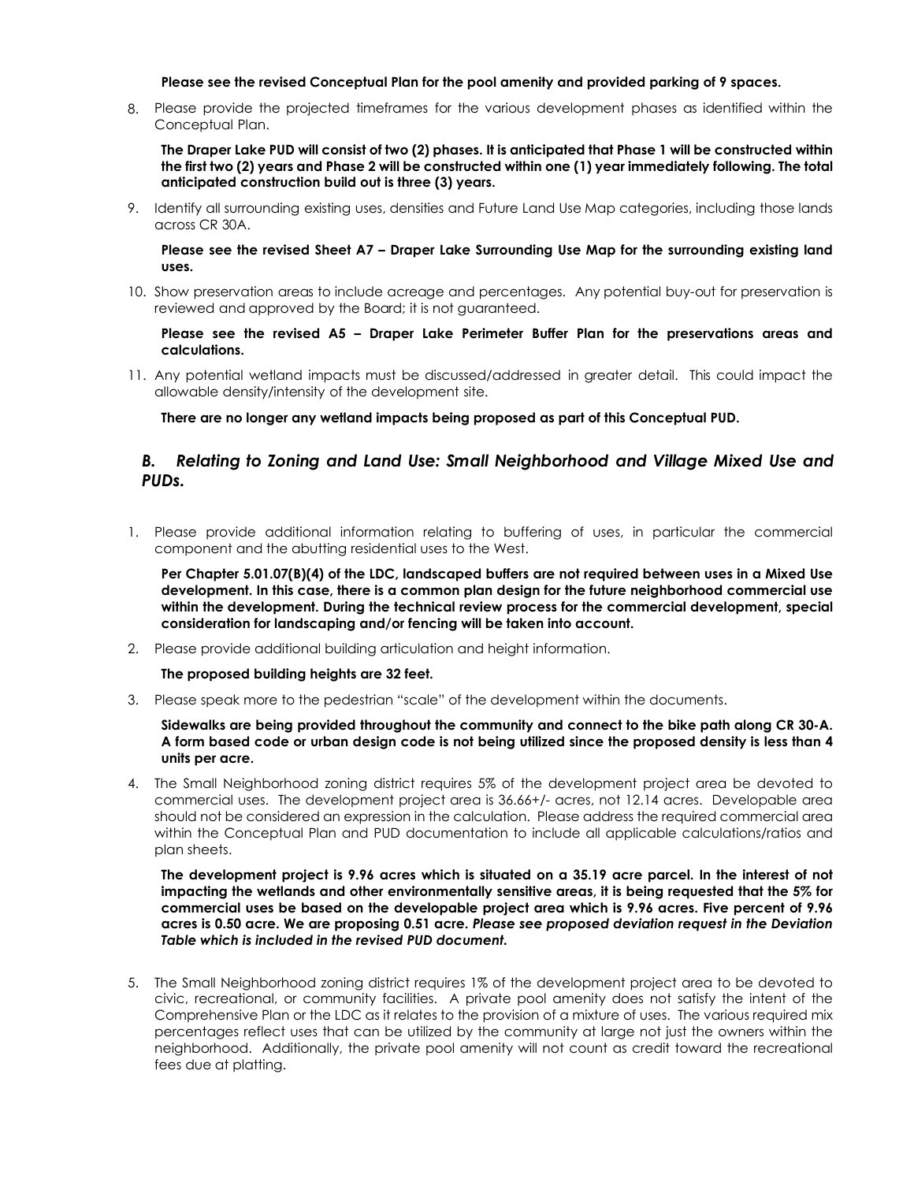**Please see the revised Conceptual Plan for the pool amenity and provided parking of 9 spaces.**

8. Please provide the projected timeframes for the various development phases as identified within the Conceptual Plan.

   **The Draper Lake PUD will consist of two (2) phases. It is anticipated that Phase 1 will be constructed within the first two (2) years and Phase 2 will be constructed within one (1) year immediately following. The total anticipated construction build out is three (3) years.**

9. Identify all surrounding existing uses, densities and Future Land Use Map categories, including those lands across CR 30A.

   **Please see the revised Sheet A7 – Draper Lake Surrounding Use Map for the surrounding existing land uses.**

10. Show preservation areas to include acreage and percentages. Any potential buy-out for preservation is reviewed and approved by the Board; it is not guaranteed.

    **Please see the revised A5 – Draper Lake Perimeter Buffer Plan for the preservations areas and calculations.**

11. Any potential wetland impacts must be discussed/addressed in greater detail. This could impact the allowable density/intensity of the development site.

    **There are no longer any wetland impacts being proposed as part of this Conceptual PUD.**

## *B. Relating to Zoning and Land Use: Small Neighborhood and Village Mixed Use and PUDs.*

1. Please provide additional information relating to buffering of uses, in particular the commercial component and the abutting residential uses to the West.

   **Per Chapter 5.01.07(B)(4) of the LDC, landscaped buffers are not required between uses in a Mixed Use development. In this case, there is a common plan design for the future neighborhood commercial use within the development. During the technical review process for the commercial development, special consideration for landscaping and/or fencing will be taken into account.**

2. Please provide additional building articulation and height information.

   **The proposed building heights are 32 feet.**

3. Please speak more to the pedestrian "scale" of the development within the documents.

   **Sidewalks are being provided throughout the community and connect to the bike path along CR 30-A. A form based code or urban design code is not being utilized since the proposed density is less than 4 units per acre.**

4. The Small Neighborhood zoning district requires 5% of the development project area be devoted to commercial uses. The development project area is 36.66+/- acres, not 12.14 acres. Developable area should not be considered an expression in the calculation. Please address the required commercial area within the Conceptual Plan and PUD documentation to include all applicable calculations/ratios and plan sheets.

   **The development project is 9.96 acres which is situated on a 35.19 acre parcel. In the interest of not impacting the wetlands and other environmentally sensitive areas, it is being requested that the 5% for commercial uses be based on the developable project area which is 9.96 acres. Five percent of 9.96 acres is 0.50 acre. We are proposing 0.51 acre.** ***Please see proposed deviation request in the Deviation Table which is included in the revised PUD document.***

5. The Small Neighborhood zoning district requires 1% of the development project area to be devoted to civic, recreational, or community facilities. A private pool amenity does not satisfy the intent of the Comprehensive Plan or the LDC as it relates to the provision of a mixture of uses. The various required mix percentages reflect uses that can be utilized by the community at large not just the owners within the neighborhood. Additionally, the private pool amenity will not count as credit toward the recreational fees due at platting.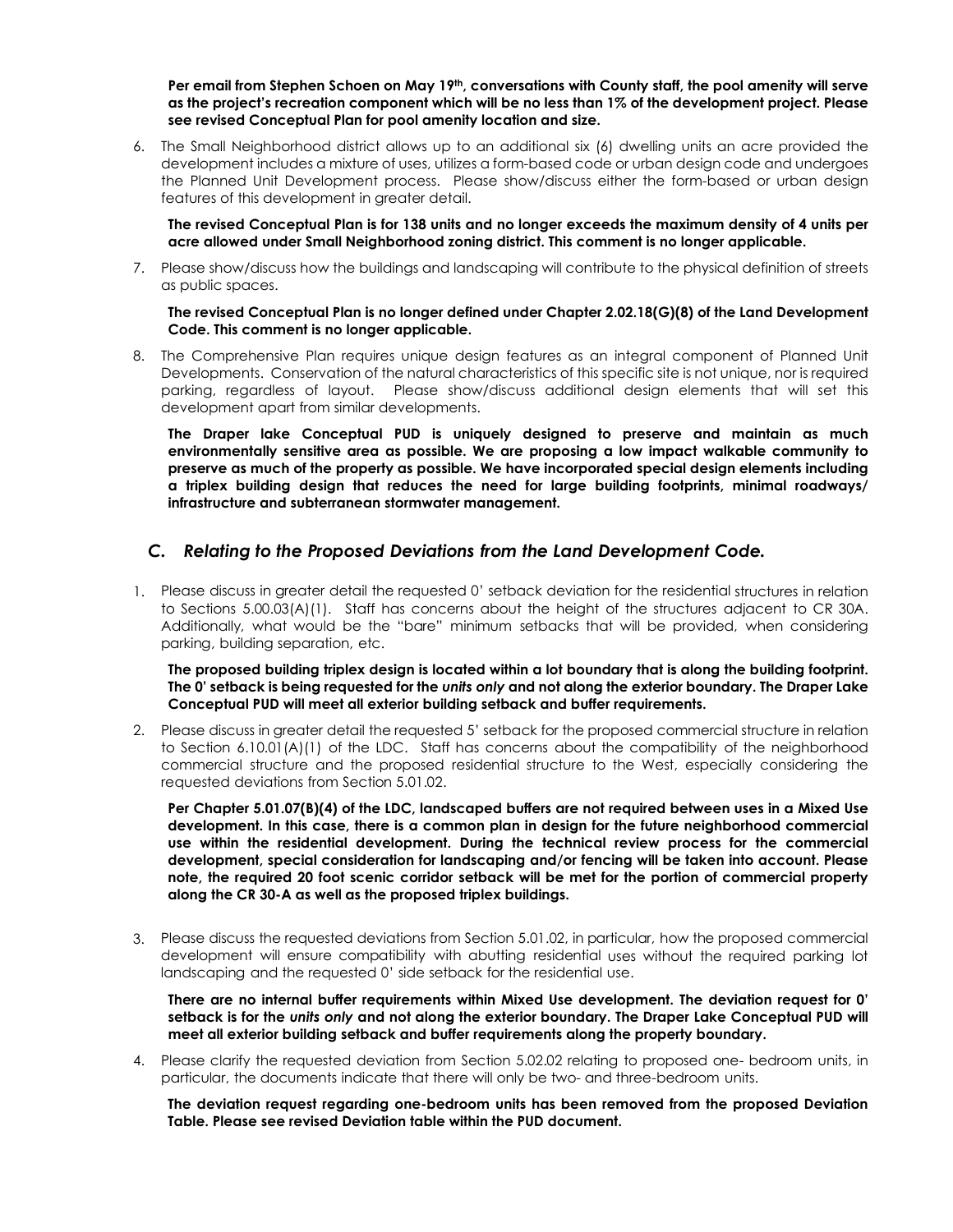**Per email from Stephen Schoen on May 19th, conversations with County staff, the pool amenity will serve as the project's recreation component which will be no less than 1% of the development project. Please see revised Conceptual Plan for pool amenity location and size.**

6. The Small Neighborhood district allows up to an additional six (6) dwelling units an acre provided the development includes a mixture of uses, utilizes a form-based code or urban design code and undergoes the Planned Unit Development process. Please show/discuss either the form-based or urban design features of this development in greater detail.

   **The revised Conceptual Plan is for 138 units and no longer exceeds the maximum density of 4 units per acre allowed under Small Neighborhood zoning district. This comment is no longer applicable.**

7. Please show/discuss how the buildings and landscaping will contribute to the physical definition of streets as public spaces.

   **The revised Conceptual Plan is no longer defined under Chapter 2.02.18(G)(8) of the Land Development Code. This comment is no longer applicable.**

8. The Comprehensive Plan requires unique design features as an integral component of Planned Unit Developments. Conservation of the natural characteristics of this specific site is not unique, nor is required parking, regardless of layout. Please show/discuss additional design elements that will set this development apart from similar developments.

   **The Draper lake Conceptual PUD is uniquely designed to preserve and maintain as much environmentally sensitive area as possible. We are proposing a low impact walkable community to preserve as much of the property as possible. We have incorporated special design elements including a triplex building design that reduces the need for large building footprints, minimal roadways/ infrastructure and subterranean stormwater management.**

### *C. Relating to the Proposed Deviations from the Land Development Code.*

1. Please discuss in greater detail the requested 0' setback deviation for the residential structures in relation to Sections 5.00.03(A)(1). Staff has concerns about the height of the structures adjacent to CR 30A. Additionally, what would be the "bare" minimum setbacks that will be provided, when considering parking, building separation, etc.

   **The proposed building triplex design is located within a lot boundary that is along the building footprint. The 0' setback is being requested for the *units only* and not along the exterior boundary. The Draper Lake Conceptual PUD will meet all exterior building setback and buffer requirements.**

2. Please discuss in greater detail the requested 5' setback for the proposed commercial structure in relation to Section 6.10.01(A)(1) of the LDC. Staff has concerns about the compatibility of the neighborhood commercial structure and the proposed residential structure to the West, especially considering the requested deviations from Section 5.01.02.

   **Per Chapter 5.01.07(B)(4) of the LDC, landscaped buffers are not required between uses in a Mixed Use development. In this case, there is a common plan in design for the future neighborhood commercial use within the residential development. During the technical review process for the commercial development, special consideration for landscaping and/or fencing will be taken into account. Please note, the required 20 foot scenic corridor setback will be met for the portion of commercial property along the CR 30-A as well as the proposed triplex buildings.**

3. Please discuss the requested deviations from Section 5.01.02, in particular, how the proposed commercial development will ensure compatibility with abutting residential uses without the required parking lot landscaping and the requested 0' side setback for the residential use.

   **There are no internal buffer requirements within Mixed Use development. The deviation request for 0' setback is for the *units only* and not along the exterior boundary. The Draper Lake Conceptual PUD will meet all exterior building setback and buffer requirements along the property boundary.**

4. Please clarify the requested deviation from Section 5.02.02 relating to proposed one- bedroom units, in particular, the documents indicate that there will only be two- and three-bedroom units.

   **The deviation request regarding one-bedroom units has been removed from the proposed Deviation Table. Please see revised Deviation table within the PUD document.**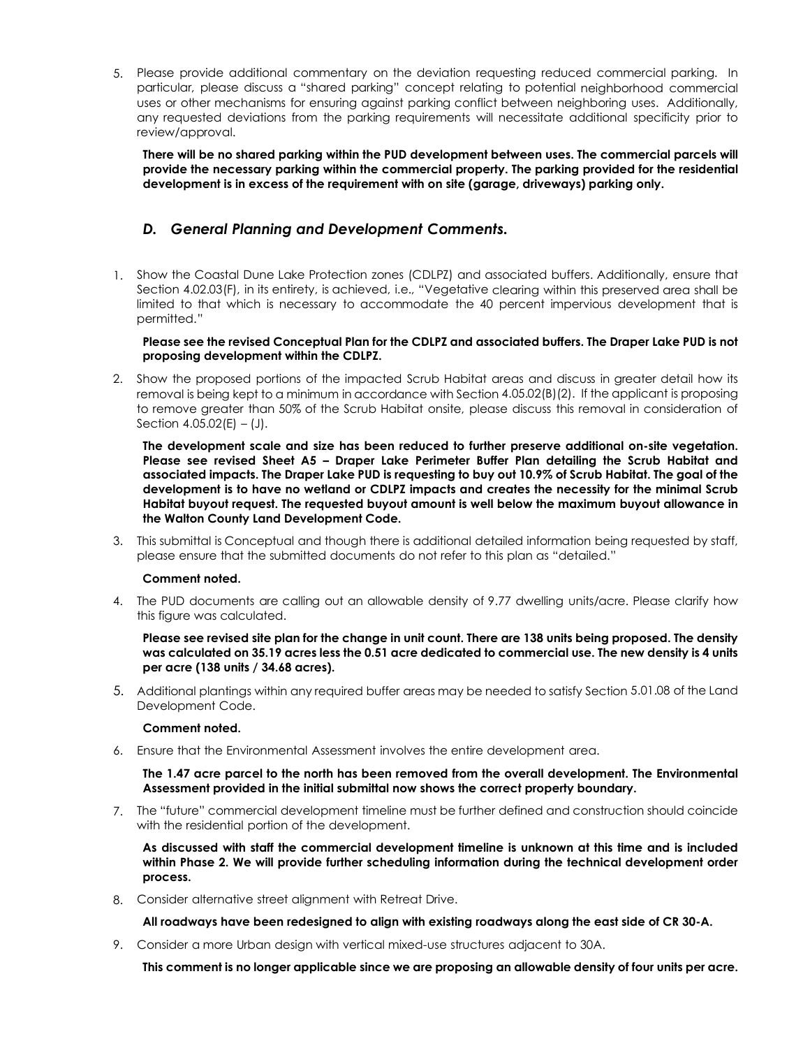5. Please provide additional commentary on the deviation requesting reduced commercial parking. In particular, please discuss a "shared parking" concept relating to potential neighborhood commercial uses or other mechanisms for ensuring against parking conflict between neighboring uses. Additionally, any requested deviations from the parking requirements will necessitate additional specificity prior to review/approval.

   **There will be no shared parking within the PUD development between uses. The commercial parcels will provide the necessary parking within the commercial property. The parking provided for the residential development is in excess of the requirement with on site (garage, driveways) parking only.**

## *D. General Planning and Development Comments.*

1. Show the Coastal Dune Lake Protection zones (CDLPZ) and associated buffers. Additionally, ensure that Section 4.02.03(F), in its entirety, is achieved, i.e., "Vegetative clearing within this preserved area shall be limited to that which is necessary to accommodate the 40 percent impervious development that is permitted."

   **Please see the revised Conceptual Plan for the CDLPZ and associated buffers. The Draper Lake PUD is not proposing development within the CDLPZ.**

2. Show the proposed portions of the impacted Scrub Habitat areas and discuss in greater detail how its removal is being kept to a minimum in accordance with Section 4.05.02(B)(2). If the applicant is proposing to remove greater than 50% of the Scrub Habitat onsite, please discuss this removal in consideration of Section 4.05.02(E) – (J).

   **The development scale and size has been reduced to further preserve additional on-site vegetation. Please see revised Sheet A5 – Draper Lake Perimeter Buffer Plan detailing the Scrub Habitat and associated impacts. The Draper Lake PUD is requesting to buy out 10.9% of Scrub Habitat. The goal of the development is to have no wetland or CDLPZ impacts and creates the necessity for the minimal Scrub Habitat buyout request. The requested buyout amount is well below the maximum buyout allowance in the Walton County Land Development Code.**

3. This submittal is Conceptual and though there is additional detailed information being requested by staff, please ensure that the submitted documents do not refer to this plan as "detailed."

   **Comment noted.**

4. The PUD documents are calling out an allowable density of 9.77 dwelling units/acre. Please clarify how this figure was calculated.

   **Please see revised site plan for the change in unit count. There are 138 units being proposed. The density was calculated on 35.19 acres less the 0.51 acre dedicated to commercial use. The new density is 4 units per acre (138 units / 34.68 acres).**

5. Additional plantings within any required buffer areas may be needed to satisfy Section 5.01.08 of the Land Development Code.

   **Comment noted.**

6. Ensure that the Environmental Assessment involves the entire development area.

   **The 1.47 acre parcel to the north has been removed from the overall development. The Environmental Assessment provided in the initial submittal now shows the correct property boundary.**

7. The "future" commercial development timeline must be further defined and construction should coincide with the residential portion of the development.

   **As discussed with staff the commercial development timeline is unknown at this time and is included within Phase 2. We will provide further scheduling information during the technical development order process.**

8. Consider alternative street alignment with Retreat Drive.

   **All roadways have been redesigned to align with existing roadways along the east side of CR 30-A.**

9. Consider a more Urban design with vertical mixed-use structures adjacent to 30A.

   **This comment is no longer applicable since we are proposing an allowable density of four units per acre.**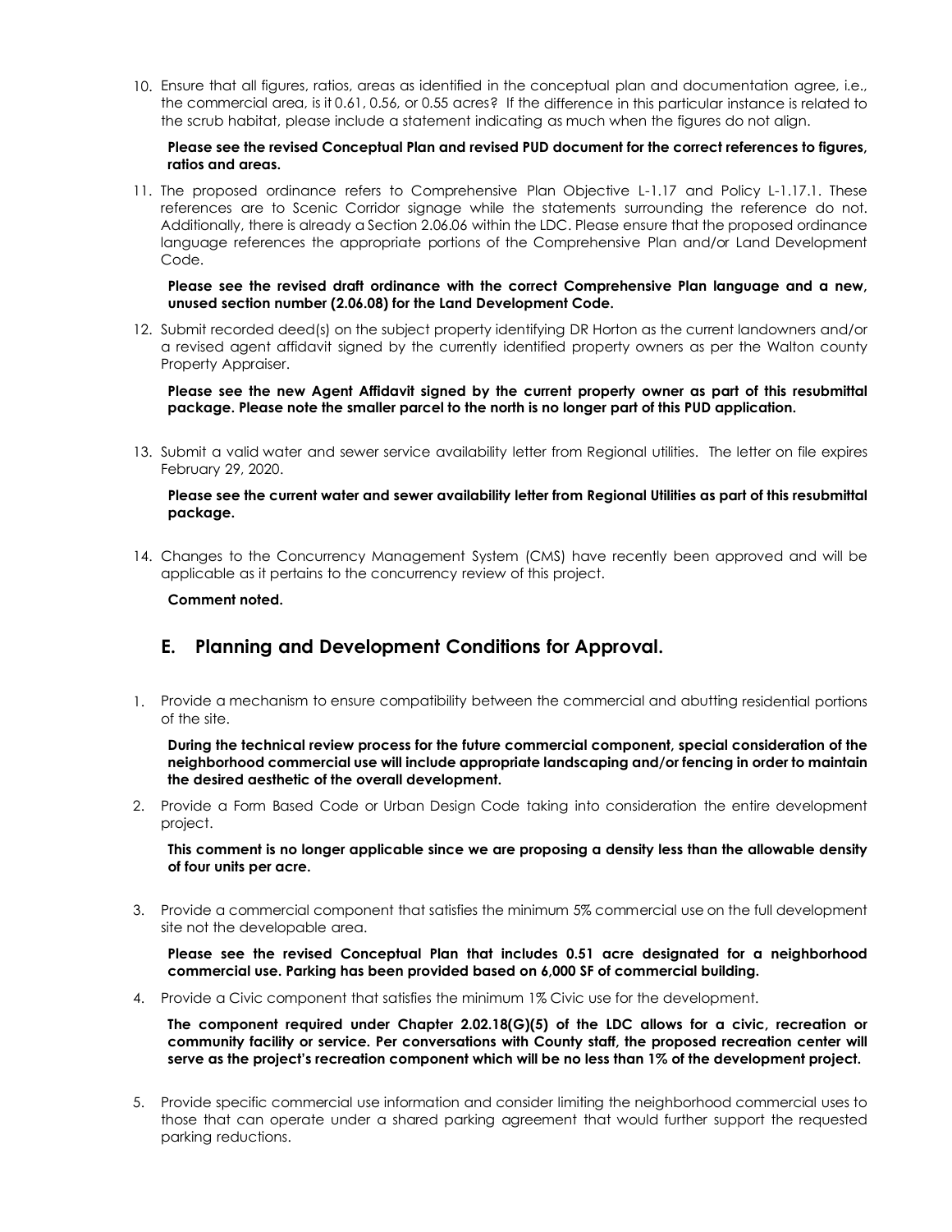10. Ensure that all figures, ratios, areas as identified in the conceptual plan and documentation agree, i.e., the commercial area, is it 0.61, 0.56, or 0.55 acres? If the difference in this particular instance is related to the scrub habitat, please include a statement indicating as much when the figures do not align.

    **Please see the revised Conceptual Plan and revised PUD document for the correct references to figures, ratios and areas.**

11. The proposed ordinance refers to Comprehensive Plan Objective L-1.17 and Policy L-1.17.1. These references are to Scenic Corridor signage while the statements surrounding the reference do not. Additionally, there is already a Section 2.06.06 within the LDC. Please ensure that the proposed ordinance language references the appropriate portions of the Comprehensive Plan and/or Land Development Code.

    **Please see the revised draft ordinance with the correct Comprehensive Plan language and a new, unused section number (2.06.08) for the Land Development Code.**

12. Submit recorded deed(s) on the subject property identifying DR Horton as the current landowners and/or a revised agent affidavit signed by the currently identified property owners as per the Walton county Property Appraiser.

    **Please see the new Agent Affidavit signed by the current property owner as part of this resubmittal package. Please note the smaller parcel to the north is no longer part of this PUD application.**

13. Submit a valid water and sewer service availability letter from Regional utilities. The letter on file expires February 29, 2020.

    **Please see the current water and sewer availability letter from Regional Utilities as part of this resubmittal package.**

14. Changes to the Concurrency Management System (CMS) have recently been approved and will be applicable as it pertains to the concurrency review of this project.

    **Comment noted.**

## E. Planning and Development Conditions for Approval.

1. Provide a mechanism to ensure compatibility between the commercial and abutting residential portions of the site.

   **During the technical review process for the future commercial component, special consideration of the neighborhood commercial use will include appropriate landscaping and/or fencing in order to maintain the desired aesthetic of the overall development.**

2. Provide a Form Based Code or Urban Design Code taking into consideration the entire development project.

   **This comment is no longer applicable since we are proposing a density less than the allowable density of four units per acre.**

3. Provide a commercial component that satisfies the minimum 5% commercial use on the full development site not the developable area.

   **Please see the revised Conceptual Plan that includes 0.51 acre designated for a neighborhood commercial use. Parking has been provided based on 6,000 SF of commercial building.**

4. Provide a Civic component that satisfies the minimum 1% Civic use for the development.

   **The component required under Chapter 2.02.18(G)(5) of the LDC allows for a civic, recreation or community facility or service. Per conversations with County staff, the proposed recreation center will serve as the project's recreation component which will be no less than 1% of the development project.**

5. Provide specific commercial use information and consider limiting the neighborhood commercial uses to those that can operate under a shared parking agreement that would further support the requested parking reductions.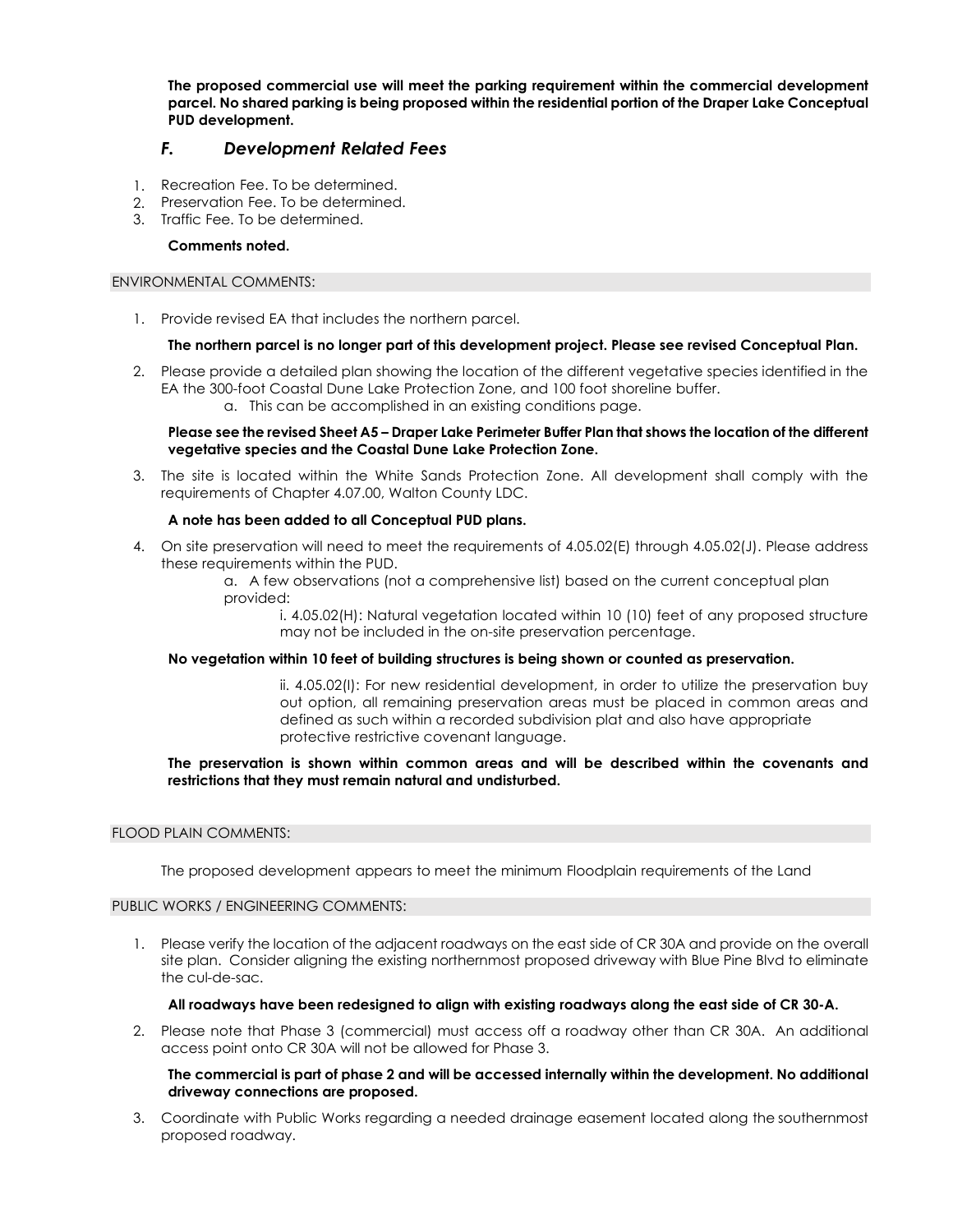**The proposed commercial use will meet the parking requirement within the commercial development parcel. No shared parking is being proposed within the residential portion of the Draper Lake Conceptual PUD development.**

### *F. Development Related Fees*

1. Recreation Fee. To be determined.
2. Preservation Fee. To be determined.
3. Traffic Fee. To be determined.

**Comments noted.**

ENVIRONMENTAL COMMENTS:

1. Provide revised EA that includes the northern parcel.

   **The northern parcel is no longer part of this development project. Please see revised Conceptual Plan.**

2. Please provide a detailed plan showing the location of the different vegetative species identified in the EA the 300-foot Coastal Dune Lake Protection Zone, and 100 foot shoreline buffer.
   a. This can be accomplished in an existing conditions page.

   **Please see the revised Sheet A5 – Draper Lake Perimeter Buffer Plan that shows the location of the different vegetative species and the Coastal Dune Lake Protection Zone.**

3. The site is located within the White Sands Protection Zone. All development shall comply with the requirements of Chapter 4.07.00, Walton County LDC.

   **A note has been added to all Conceptual PUD plans.**

4. On site preservation will need to meet the requirements of 4.05.02(E) through 4.05.02(J). Please address these requirements within the PUD.
   a. A few observations (not a comprehensive list) based on the current conceptual plan provided:
      i. 4.05.02(H): Natural vegetation located within 10 (10) feet of any proposed structure may not be included in the on-site preservation percentage.

   **No vegetation within 10 feet of building structures is being shown or counted as preservation.**

      ii. 4.05.02(I): For new residential development, in order to utilize the preservation buy out option, all remaining preservation areas must be placed in common areas and defined as such within a recorded subdivision plat and also have appropriate protective restrictive covenant language.

   **The preservation is shown within common areas and will be described within the covenants and restrictions that they must remain natural and undisturbed.**

FLOOD PLAIN COMMENTS:

The proposed development appears to meet the minimum Floodplain requirements of the Land

PUBLIC WORKS / ENGINEERING COMMENTS:

1. Please verify the location of the adjacent roadways on the east side of CR 30A and provide on the overall site plan. Consider aligning the existing northernmost proposed driveway with Blue Pine Blvd to eliminate the cul-de-sac.

   **All roadways have been redesigned to align with existing roadways along the east side of CR 30-A.**

2. Please note that Phase 3 (commercial) must access off a roadway other than CR 30A. An additional access point onto CR 30A will not be allowed for Phase 3.

   **The commercial is part of phase 2 and will be accessed internally within the development. No additional driveway connections are proposed.**

3. Coordinate with Public Works regarding a needed drainage easement located along the southernmost proposed roadway.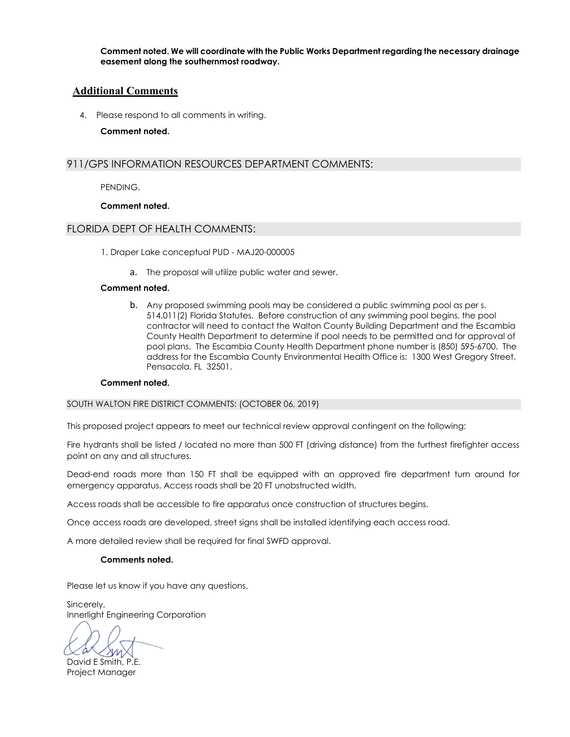**Comment noted. We will coordinate with the Public Works Department regarding the necessary drainage easement along the southernmost roadway.**

## Additional Comments

4. Please respond to all comments in writing.

   **Comment noted.**

## 911/GPS INFORMATION RESOURCES DEPARTMENT COMMENTS:

PENDING.

**Comment noted.**

## FLORIDA DEPT OF HEALTH COMMENTS:

1. Draper Lake conceptual PUD - MAJ20-000005

   a. The proposal will utilize public water and sewer.

**Comment noted.**

   b. Any proposed swimming pools may be considered a public swimming pool as per s. 514.011(2) Florida Statutes. Before construction of any swimming pool begins, the pool contractor will need to contact the Walton County Building Department and the Escambia County Health Department to determine if pool needs to be permitted and for approval of pool plans. The Escambia County Health Department phone number is (850) 595-6700. The address for the Escambia County Environmental Health Office is: 1300 West Gregory Street, Pensacola, FL 32501.

**Comment noted.**

### SOUTH WALTON FIRE DISTRICT COMMENTS: (OCTOBER 06, 2019)

This proposed project appears to meet our technical review approval contingent on the following:

Fire hydrants shall be listed / located no more than 500 FT (driving distance) from the furthest firefighter access point on any and all structures.

Dead-end roads more than 150 FT shall be equipped with an approved fire department turn around for emergency apparatus. Access roads shall be 20 FT unobstructed width.

Access roads shall be accessible to fire apparatus once construction of structures begins.

Once access roads are developed, street signs shall be installed identifying each access road.

A more detailed review shall be required for final SWFD approval.

**Comments noted.**

Please let us know if you have any questions.

Sincerely,
Innerlight Engineering Corporation

David E Smith, P.E.
Project Manager